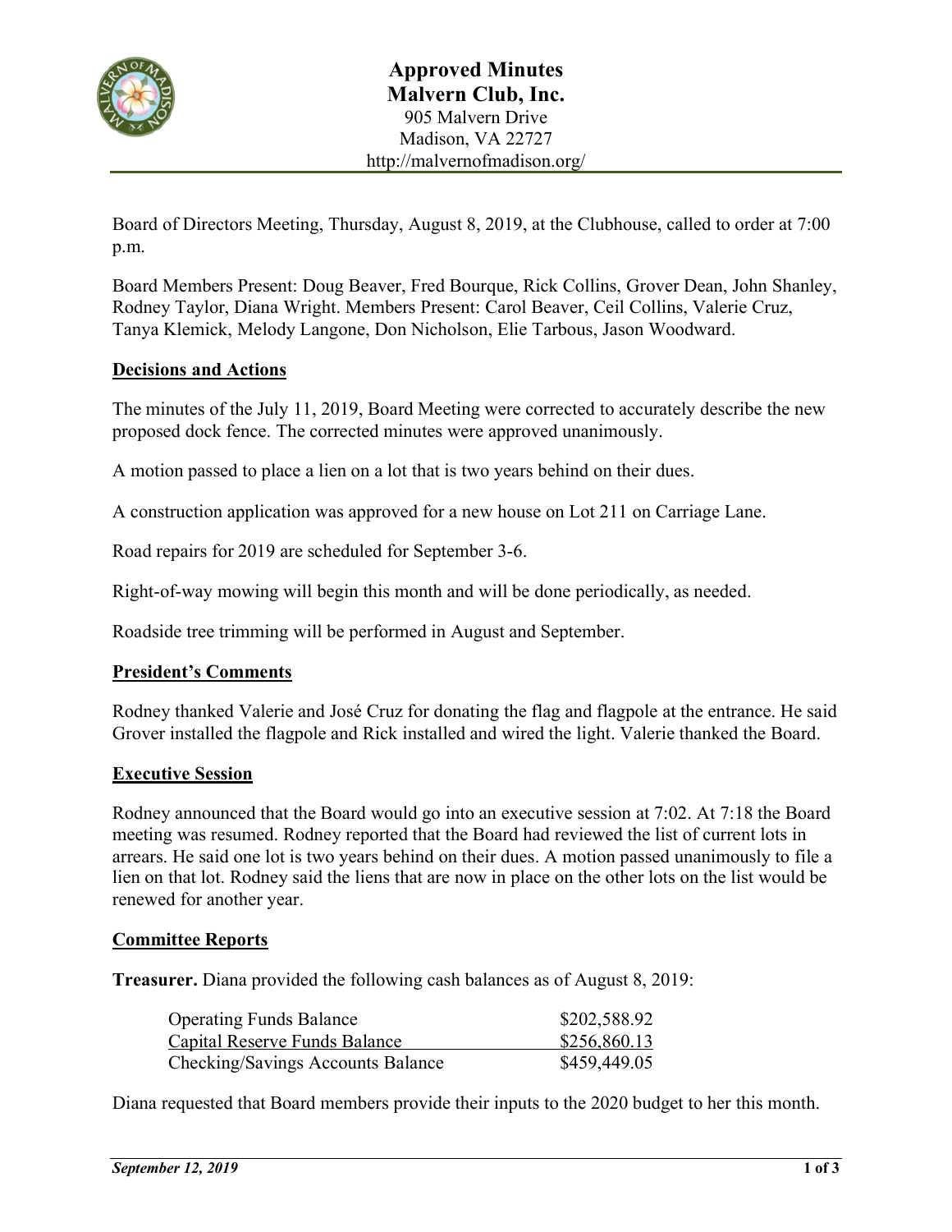# Approved Minutes
# Malvern Club, Inc.

905 Malvern Drive
Madison, VA 22727
http://malvernofmadison.org/

Board of Directors Meeting, Thursday, August 8, 2019, at the Clubhouse, called to order at 7:00 p.m.

Board Members Present: Doug Beaver, Fred Bourque, Rick Collins, Grover Dean, John Shanley, Rodney Taylor, Diana Wright. Members Present: Carol Beaver, Ceil Collins, Valerie Cruz, Tanya Klemick, Melody Langone, Don Nicholson, Elie Tarbous, Jason Woodward.

## Decisions and Actions

The minutes of the July 11, 2019, Board Meeting were corrected to accurately describe the new proposed dock fence. The corrected minutes were approved unanimously.

A motion passed to place a lien on a lot that is two years behind on their dues.

A construction application was approved for a new house on Lot 211 on Carriage Lane.

Road repairs for 2019 are scheduled for September 3-6.

Right-of-way mowing will begin this month and will be done periodically, as needed.

Roadside tree trimming will be performed in August and September.

## President's Comments

Rodney thanked Valerie and José Cruz for donating the flag and flagpole at the entrance. He said Grover installed the flagpole and Rick installed and wired the light. Valerie thanked the Board.

## Executive Session

Rodney announced that the Board would go into an executive session at 7:02. At 7:18 the Board meeting was resumed. Rodney reported that the Board had reviewed the list of current lots in arrears. He said one lot is two years behind on their dues. A motion passed unanimously to file a lien on that lot. Rodney said the liens that are now in place on the other lots on the list would be renewed for another year.

## Committee Reports

**Treasurer.** Diana provided the following cash balances as of August 8, 2019:

| | |
|---|---|
| Operating Funds Balance | $202,588.92 |
| Capital Reserve Funds Balance | $256,860.13 |
| Checking/Savings Accounts Balance | $459,449.05 |

Diana requested that Board members provide their inputs to the 2020 budget to her this month.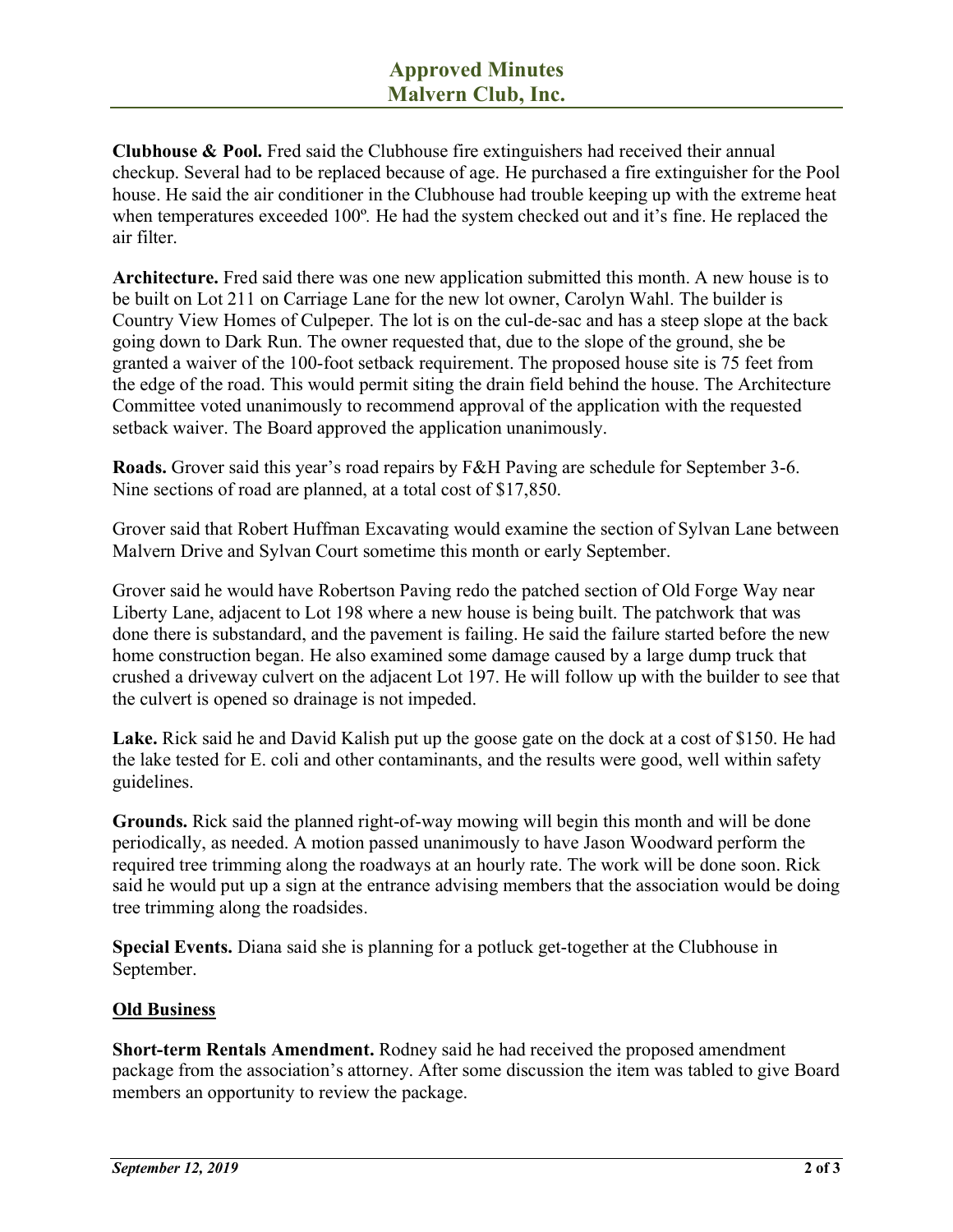**Clubhouse & Pool.** Fred said the Clubhouse fire extinguishers had received their annual checkup. Several had to be replaced because of age. He purchased a fire extinguisher for the Pool house. He said the air conditioner in the Clubhouse had trouble keeping up with the extreme heat when temperatures exceeded 100º. He had the system checked out and it's fine. He replaced the air filter.

**Architecture.** Fred said there was one new application submitted this month. A new house is to be built on Lot 211 on Carriage Lane for the new lot owner, Carolyn Wahl. The builder is Country View Homes of Culpeper. The lot is on the cul-de-sac and has a steep slope at the back going down to Dark Run. The owner requested that, due to the slope of the ground, she be granted a waiver of the 100-foot setback requirement. The proposed house site is 75 feet from the edge of the road. This would permit siting the drain field behind the house. The Architecture Committee voted unanimously to recommend approval of the application with the requested setback waiver. The Board approved the application unanimously.

**Roads.** Grover said this year's road repairs by F&H Paving are schedule for September 3-6. Nine sections of road are planned, at a total cost of $17,850.

Grover said that Robert Huffman Excavating would examine the section of Sylvan Lane between Malvern Drive and Sylvan Court sometime this month or early September.

Grover said he would have Robertson Paving redo the patched section of Old Forge Way near Liberty Lane, adjacent to Lot 198 where a new house is being built. The patchwork that was done there is substandard, and the pavement is failing. He said the failure started before the new home construction began. He also examined some damage caused by a large dump truck that crushed a driveway culvert on the adjacent Lot 197. He will follow up with the builder to see that the culvert is opened so drainage is not impeded.

**Lake.** Rick said he and David Kalish put up the goose gate on the dock at a cost of $150. He had the lake tested for E. coli and other contaminants, and the results were good, well within safety guidelines.

**Grounds.** Rick said the planned right-of-way mowing will begin this month and will be done periodically, as needed. A motion passed unanimously to have Jason Woodward perform the required tree trimming along the roadways at an hourly rate. The work will be done soon. Rick said he would put up a sign at the entrance advising members that the association would be doing tree trimming along the roadsides.

**Special Events.** Diana said she is planning for a potluck get-together at the Clubhouse in September.

## Old Business

**Short-term Rentals Amendment.** Rodney said he had received the proposed amendment package from the association's attorney. After some discussion the item was tabled to give Board members an opportunity to review the package.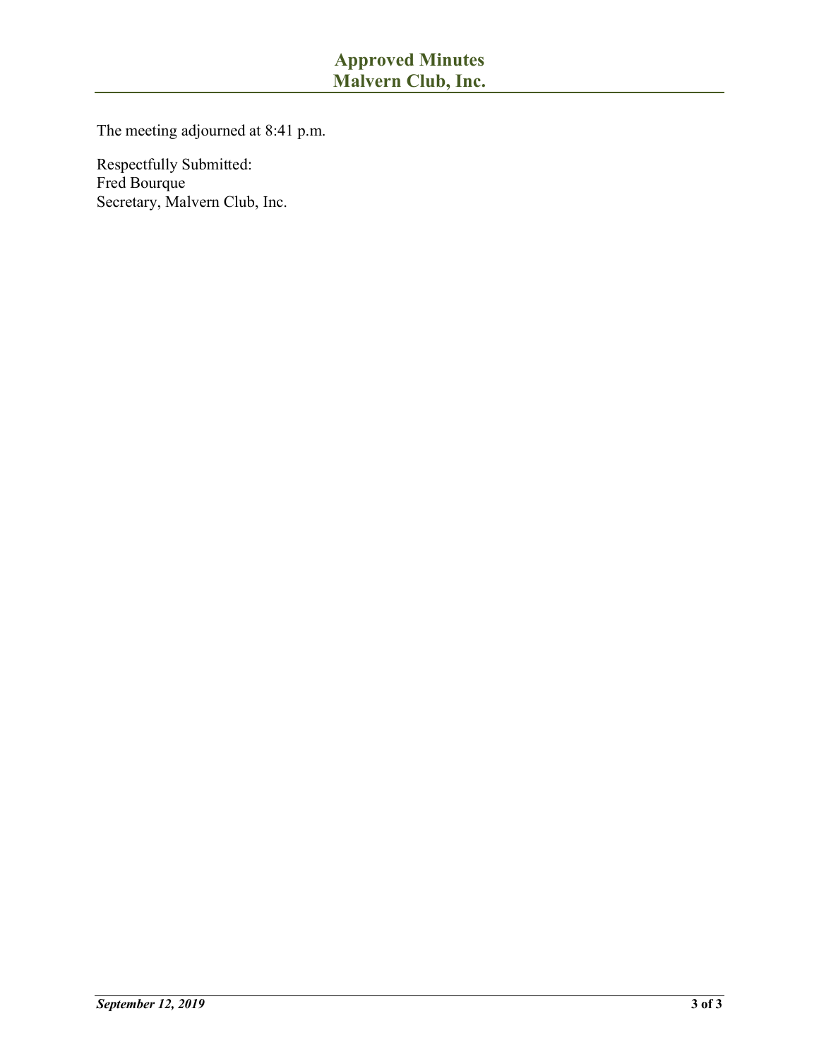The meeting adjourned at 8:41 p.m.

Respectfully Submitted:
Fred Bourque
Secretary, Malvern Club, Inc.